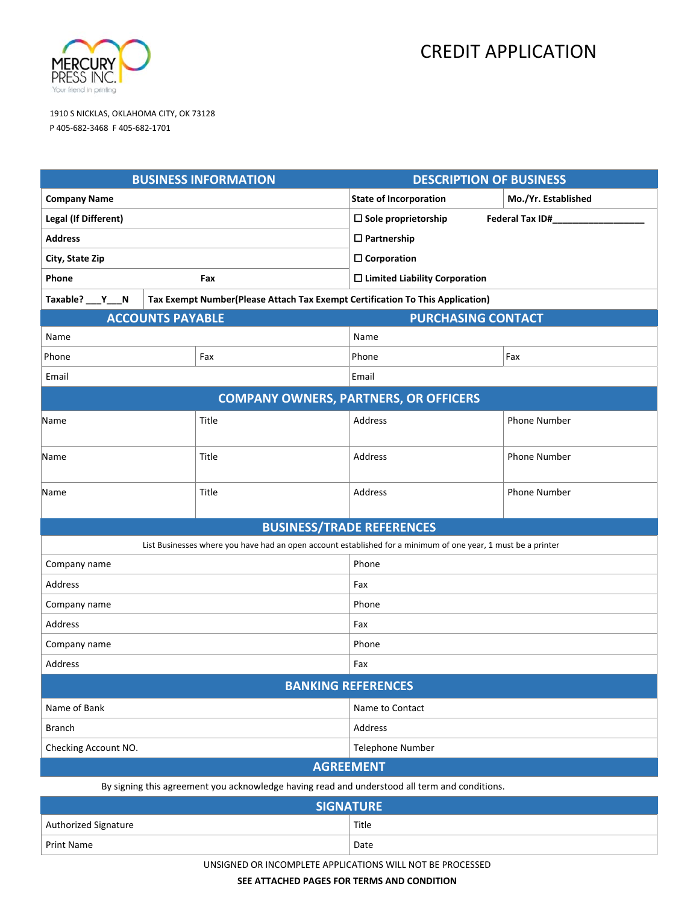MERCURY PRESS INC.
Your friend in printing

# CREDIT APPLICATION

1910 S NICKLAS, OKLAHOMA CITY, OK 73128
P 405-682-3468 F 405-682-1701

| BUSINESS INFORMATION | | DESCRIPTION OF BUSINESS | |
|---|---|---|---|
| **Company Name** | | **State of Incorporation** | **Mo./Yr. Established** |
| **Legal (If Different)** | | ☐ **Sole proprietorship** | **Federal Tax ID#__________________** |
| **Address** | | ☐ **Partnership** | |
| **City, State Zip** | | ☐ **Corporation** | |
| **Phone** | **Fax** | ☐ **Limited Liability Corporation** | |
| **Taxable? ___Y___N** | **Tax Exempt Number(Please Attach Tax Exempt Certification To This Application)** | | |

| ACCOUNTS PAYABLE | | PURCHASING CONTACT | |
|---|---|---|---|
| Name | | Name | |
| Phone | Fax | Phone | Fax |
| Email | | Email | |

## COMPANY OWNERS, PARTNERS, OR OFFICERS

| Name | Title | Address | Phone Number |
|---|---|---|---|
| Name | Title | Address | Phone Number |
| Name | Title | Address | Phone Number |

## BUSINESS/TRADE REFERENCES

List Businesses where you have had an open account established for a minimum of one year, 1 must be a printer

| | |
|---|---|
| Company name | Phone |
| Address | Fax |
| Company name | Phone |
| Address | Fax |
| Company name | Phone |
| Address | Fax |

## BANKING REFERENCES

| | |
|---|---|
| Name of Bank | Name to Contact |
| Branch | Address |
| Checking Account NO. | Telephone Number |

## AGREEMENT

By signing this agreement you acknowledge having read and understood all term and conditions.

## SIGNATURE

| | |
|---|---|
| Authorized Signature | Title |
| Print Name | Date |

UNSIGNED OR INCOMPLETE APPLICATIONS WILL NOT BE PROCESSED

**SEE ATTACHED PAGES FOR TERMS AND CONDITION**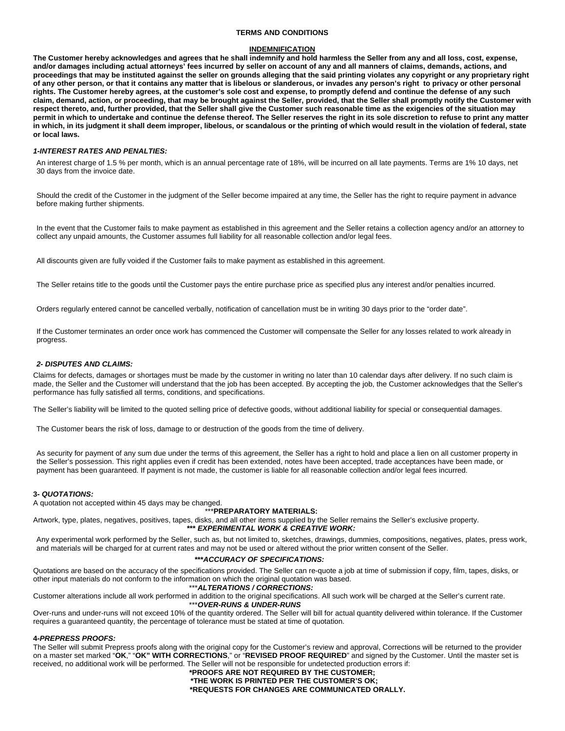# TERMS AND CONDITIONS

## INDEMNIFICATION

**The Customer hereby acknowledges and agrees that he shall indemnify and hold harmless the Seller from any and all loss, cost, expense, and/or damages including actual attorneys' fees incurred by seller on account of any and all manners of claims, demands, actions, and proceedings that may be instituted against the seller on grounds alleging that the said printing violates any copyright or any proprietary right of any other person, or that it contains any matter that is libelous or slanderous, or invades any person's right to privacy or other personal rights. The Customer hereby agrees, at the customer's sole cost and expense, to promptly defend and continue the defense of any such claim, demand, action, or proceeding, that may be brought against the Seller, provided, that the Seller shall promptly notify the Customer with respect thereto, and, further provided, that the Seller shall give the Customer such reasonable time as the exigencies of the situation may permit in which to undertake and continue the defense thereof. The Seller reserves the right in its sole discretion to refuse to print any matter in which, in its judgment it shall deem improper, libelous, or scandalous or the printing of which would result in the violation of federal, state or local laws.**

### *1-INTEREST RATES AND PENALTIES:*

An interest charge of 1.5 % per month, which is an annual percentage rate of 18%, will be incurred on all late payments. Terms are 1% 10 days, net 30 days from the invoice date.

Should the credit of the Customer in the judgment of the Seller become impaired at any time, the Seller has the right to require payment in advance before making further shipments.

In the event that the Customer fails to make payment as established in this agreement and the Seller retains a collection agency and/or an attorney to collect any unpaid amounts, the Customer assumes full liability for all reasonable collection and/or legal fees.

All discounts given are fully voided if the Customer fails to make payment as established in this agreement.

The Seller retains title to the goods until the Customer pays the entire purchase price as specified plus any interest and/or penalties incurred.

Orders regularly entered cannot be cancelled verbally, notification of cancellation must be in writing 30 days prior to the "order date".

If the Customer terminates an order once work has commenced the Customer will compensate the Seller for any losses related to work already in progress.

### *2- DISPUTES AND CLAIMS:*

Claims for defects, damages or shortages must be made by the customer in writing no later than 10 calendar days after delivery. If no such claim is made, the Seller and the Customer will understand that the job has been accepted. By accepting the job, the Customer acknowledges that the Seller's performance has fully satisfied all terms, conditions, and specifications.

The Seller's liability will be limited to the quoted selling price of defective goods, without additional liability for special or consequential damages.

The Customer bears the risk of loss, damage to or destruction of the goods from the time of delivery.

As security for payment of any sum due under the terms of this agreement, the Seller has a right to hold and place a lien on all customer property in the Seller's possession. This right applies even if credit has been extended, notes have been accepted, trade acceptances have been made, or payment has been guaranteed. If payment is not made, the customer is liable for all reasonable collection and/or legal fees incurred.

### **3-** *QUOTATIONS:*

A quotation not accepted within 45 days may be changed.

***PREPARATORY MATERIALS:**

Artwork, type, plates, negatives, positives, tapes, disks, and all other items supplied by the Seller remains the Seller's exclusive property.

***** EXPERIMENTAL WORK & CREATIVE WORK:***

Any experimental work performed by the Seller, such as, but not limited to, sketches, drawings, dummies, compositions, negatives, plates, press work, and materials will be charged for at current rates and may not be used or altered without the prior written consent of the Seller.

****ACCURACY OF SPECIFICATIONS:***

Quotations are based on the accuracy of the specifications provided. The Seller can re-quote a job at time of submission if copy, film, tapes, disks, or other input materials do not conform to the information on which the original quotation was based.

****ALTERATIONS / CORRECTIONS:***

Customer alterations include all work performed in addition to the original specifications. All such work will be charged at the Seller's current rate.

****OVER-RUNS & UNDER-RUNS***

Over-runs and under-runs will not exceed 10% of the quantity ordered. The Seller will bill for actual quantity delivered within tolerance. If the Customer requires a guaranteed quantity, the percentage of tolerance must be stated at time of quotation.

### **4-*PREPRESS PROOFS:***

The Seller will submit Prepress proofs along with the original copy for the Customer's review and approval, Corrections will be returned to the provider on a master set marked "**OK**," "**OK" WITH CORRECTIONS**," or "**REVISED PROOF REQUIRED**" and signed by the Customer. Until the master set is received, no additional work will be performed. The Seller will not be responsible for undetected production errors if:

**\*PROOFS ARE NOT REQUIRED BY THE CUSTOMER;**
**\*THE WORK IS PRINTED PER THE CUSTOMER'S OK;**
**\*REQUESTS FOR CHANGES ARE COMMUNICATED ORALLY.**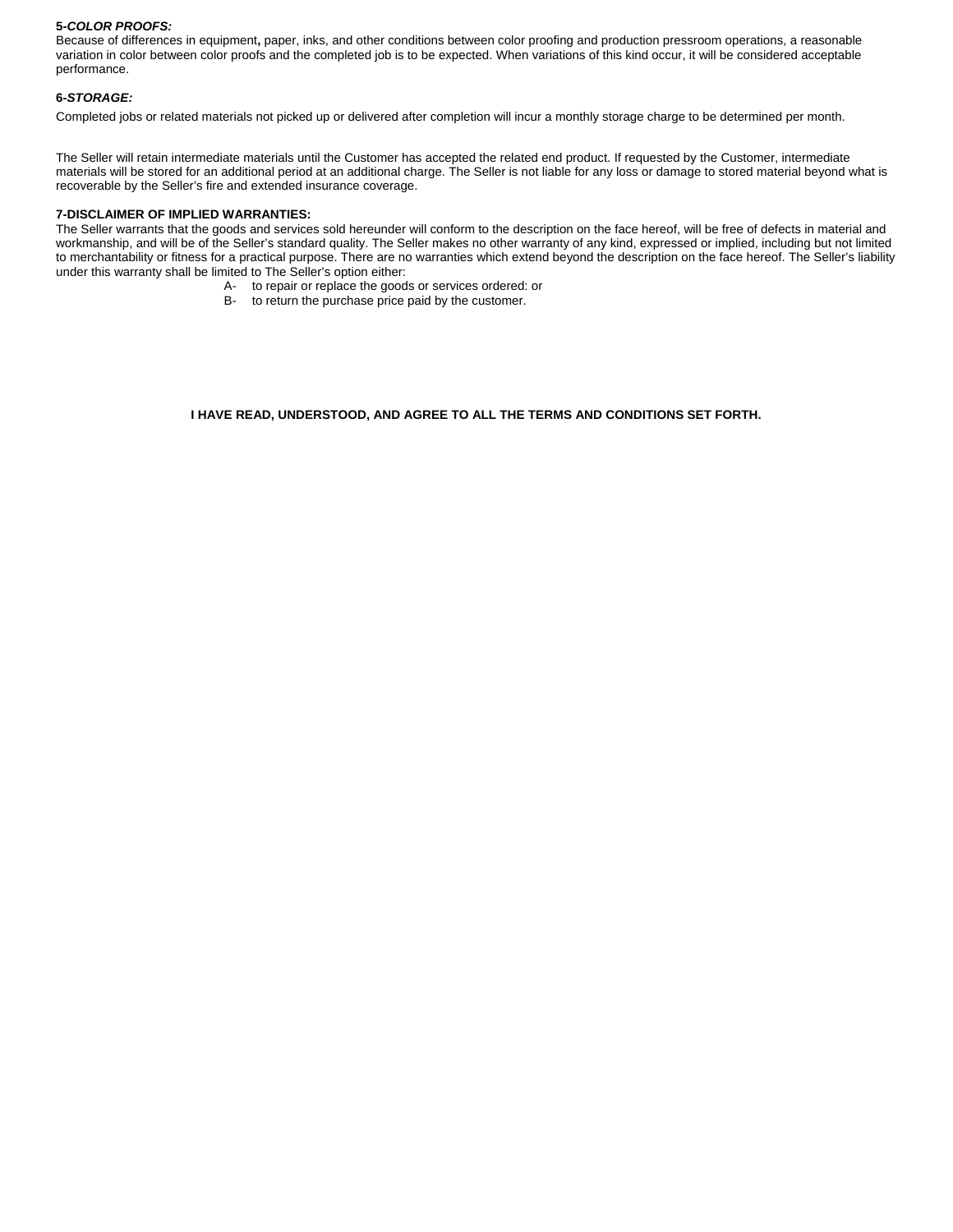**5-*COLOR PROOFS:***
Because of differences in equipment, paper, inks, and other conditions between color proofing and production pressroom operations, a reasonable variation in color between color proofs and the completed job is to be expected. When variations of this kind occur, it will be considered acceptable performance.

**6-*STORAGE:***

Completed jobs or related materials not picked up or delivered after completion will incur a monthly storage charge to be determined per month.

The Seller will retain intermediate materials until the Customer has accepted the related end product. If requested by the Customer, intermediate materials will be stored for an additional period at an additional charge. The Seller is not liable for any loss or damage to stored material beyond what is recoverable by the Seller's fire and extended insurance coverage.

**7-DISCLAIMER OF IMPLIED WARRANTIES:**
The Seller warrants that the goods and services sold hereunder will conform to the description on the face hereof, will be free of defects in material and workmanship, and will be of the Seller's standard quality. The Seller makes no other warranty of any kind, expressed or implied, including but not limited to merchantability or fitness for a practical purpose. There are no warranties which extend beyond the description on the face hereof. The Seller's liability under this warranty shall be limited to The Seller's option either:

A- to repair or replace the goods or services ordered: or
B- to return the purchase price paid by the customer.

**I HAVE READ, UNDERSTOOD, AND AGREE TO ALL THE TERMS AND CONDITIONS SET FORTH.**